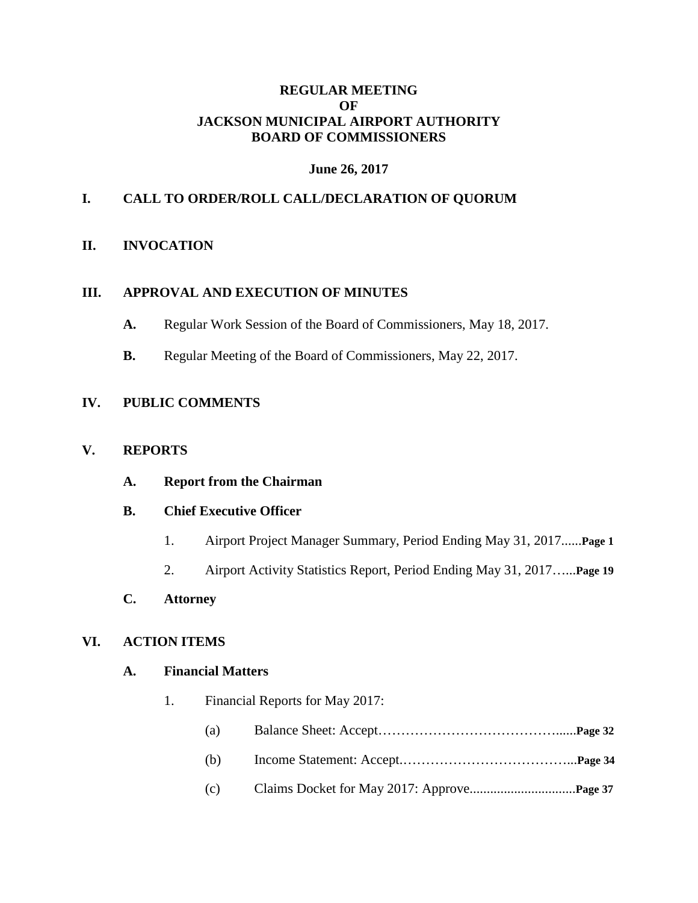# REGULAR MEETING
# OF
# JACKSON MUNICIPAL AIRPORT AUTHORITY
# BOARD OF COMMISSIONERS

**June 26, 2017**

## I. CALL TO ORDER/ROLL CALL/DECLARATION OF QUORUM

## II. INVOCATION

## III. APPROVAL AND EXECUTION OF MINUTES

**A.** Regular Work Session of the Board of Commissioners, May 18, 2017.

**B.** Regular Meeting of the Board of Commissioners, May 22, 2017.

## IV. PUBLIC COMMENTS

## V. REPORTS

**A. Report from the Chairman**

**B. Chief Executive Officer**

1. Airport Project Manager Summary, Period Ending May 31, 2017......**Page 1**

2. Airport Activity Statistics Report, Period Ending May 31, 2017…...**Page 19**

**C. Attorney**

## VI. ACTION ITEMS

**A. Financial Matters**

1. Financial Reports for May 2017:

   (a) Balance Sheet: Accept…………………………………….....**Page 32**

   (b) Income Statement: Accept.………………………………...**Page 34**

   (c) Claims Docket for May 2017: Approve...............................**Page 37**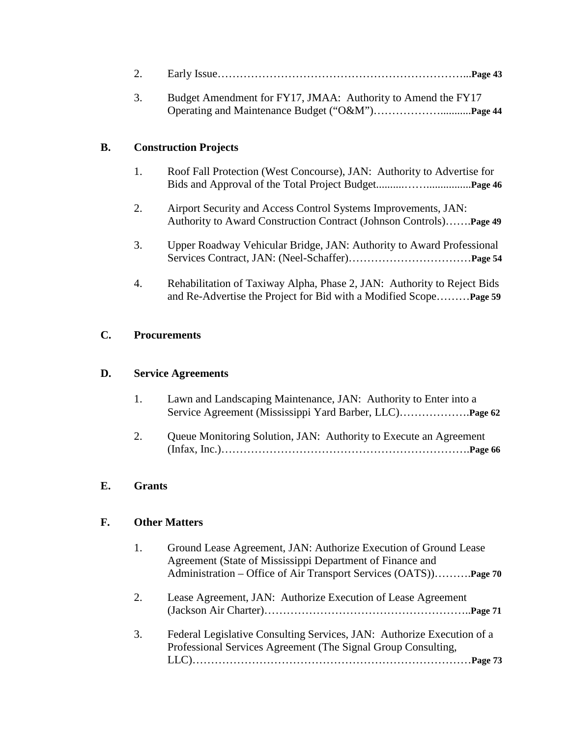2. Early Issue……………………………………………………………...**Page 43**

3. Budget Amendment for FY17, JMAA: Authority to Amend the FY17 Operating and Maintenance Budget ("O&M")……………….........**Page 44**

**B. Construction Projects**

1. Roof Fall Protection (West Concourse), JAN: Authority to Advertise for Bids and Approval of the Total Project Budget..........……...............**Page 46**

2. Airport Security and Access Control Systems Improvements, JAN: Authority to Award Construction Contract (Johnson Controls)…….**Page 49**

3. Upper Roadway Vehicular Bridge, JAN: Authority to Award Professional Services Contract, JAN: (Neel-Schaffer)……………………………**Page 54**

4. Rehabilitation of Taxiway Alpha, Phase 2, JAN: Authority to Reject Bids and Re-Advertise the Project for Bid with a Modified Scope………**Page 59**

**C. Procurements**

**D. Service Agreements**

1. Lawn and Landscaping Maintenance, JAN: Authority to Enter into a Service Agreement (Mississippi Yard Barber, LLC)……………….**Page 62**

2. Queue Monitoring Solution, JAN: Authority to Execute an Agreement (Infax, Inc.)……………………………………………………….**Page 66**

**E. Grants**

**F. Other Matters**

1. Ground Lease Agreement, JAN: Authorize Execution of Ground Lease Agreement (State of Mississippi Department of Finance and Administration – Office of Air Transport Services (OATS))……….**Page 70**

2. Lease Agreement, JAN: Authorize Execution of Lease Agreement (Jackson Air Charter)……………………………………………..**Page 71**

3. Federal Legislative Consulting Services, JAN: Authorize Execution of a Professional Services Agreement (The Signal Group Consulting, LLC)………………………………………………………………**Page 73**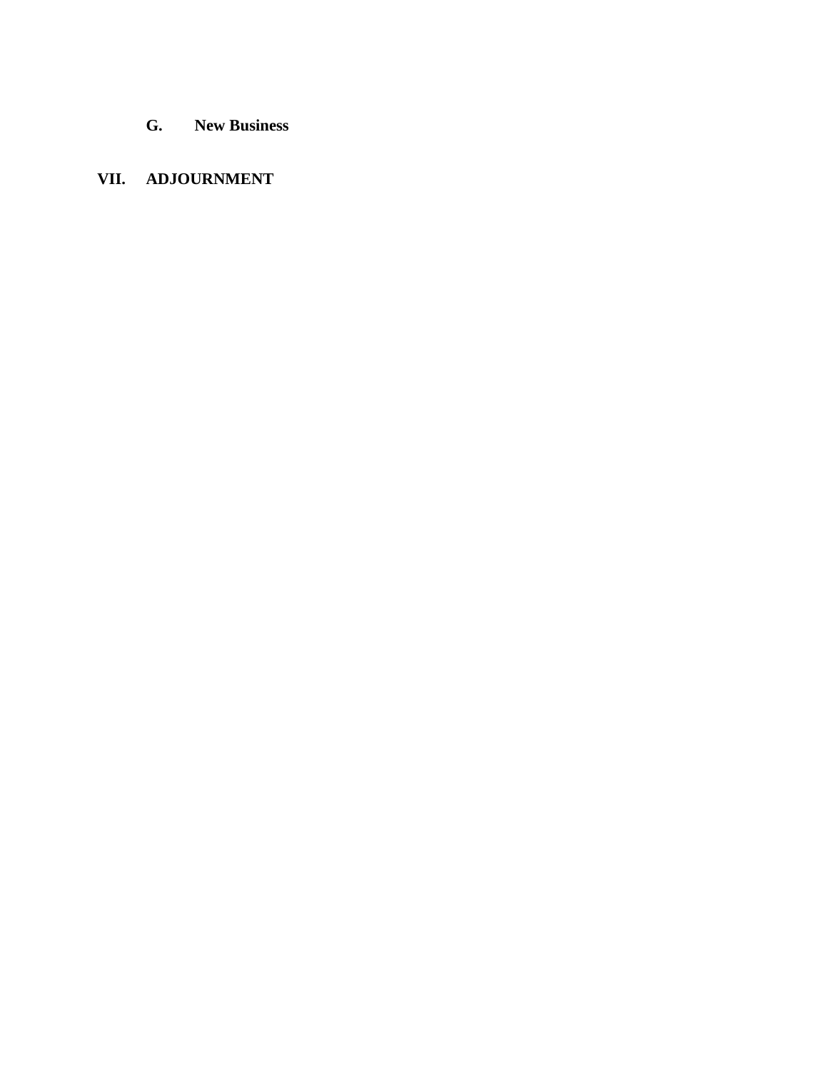### G. New Business

## VII. ADJOURNMENT